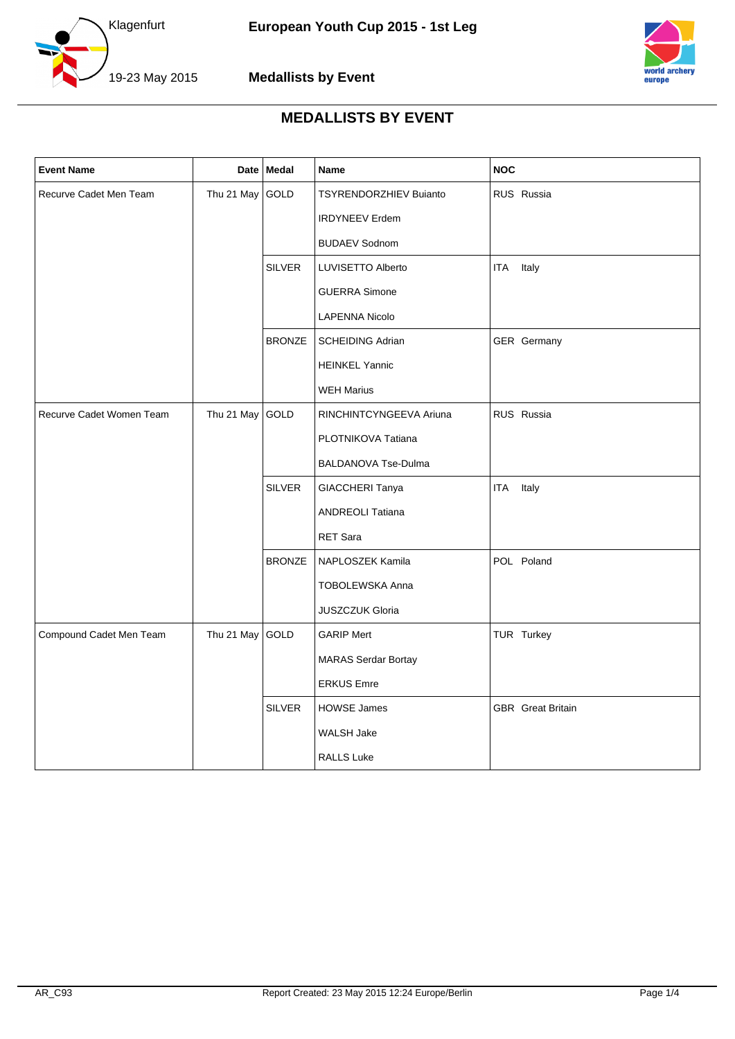# MEDALLISTS BY EVENT

| Event Name | Date | Medal | Name | NOC |
|---|---|---|---|---|
| Recurve Cadet Men Team | Thu 21 May | GOLD | TSYRENDORZHIEV Buianto | RUS Russia |
| | | | IRDYNEEV Erdem | |
| | | | BUDAEV Sodnom | |
| | | SILVER | LUVISETTO Alberto | ITA Italy |
| | | | GUERRA Simone | |
| | | | LAPENNA Nicolo | |
| | | BRONZE | SCHEIDING Adrian | GER Germany |
| | | | HEINKEL Yannic | |
| | | | WEH Marius | |
| Recurve Cadet Women Team | Thu 21 May | GOLD | RINCHINTCYNGEEVA Ariuna | RUS Russia |
| | | | PLOTNIKOVA Tatiana | |
| | | | BALDANOVA Tse-Dulma | |
| | | SILVER | GIACCHERI Tanya | ITA Italy |
| | | | ANDREOLI Tatiana | |
| | | | RET Sara | |
| | | BRONZE | NAPLOSZEK Kamila | POL Poland |
| | | | TOBOLEWSKA Anna | |
| | | | JUSZCZUK Gloria | |
| Compound Cadet Men Team | Thu 21 May | GOLD | GARIP Mert | TUR Turkey |
| | | | MARAS Serdar Bortay | |
| | | | ERKUS Emre | |
| | | SILVER | HOWSE James | GBR Great Britain |
| | | | WALSH Jake | |
| | | | RALLS Luke | |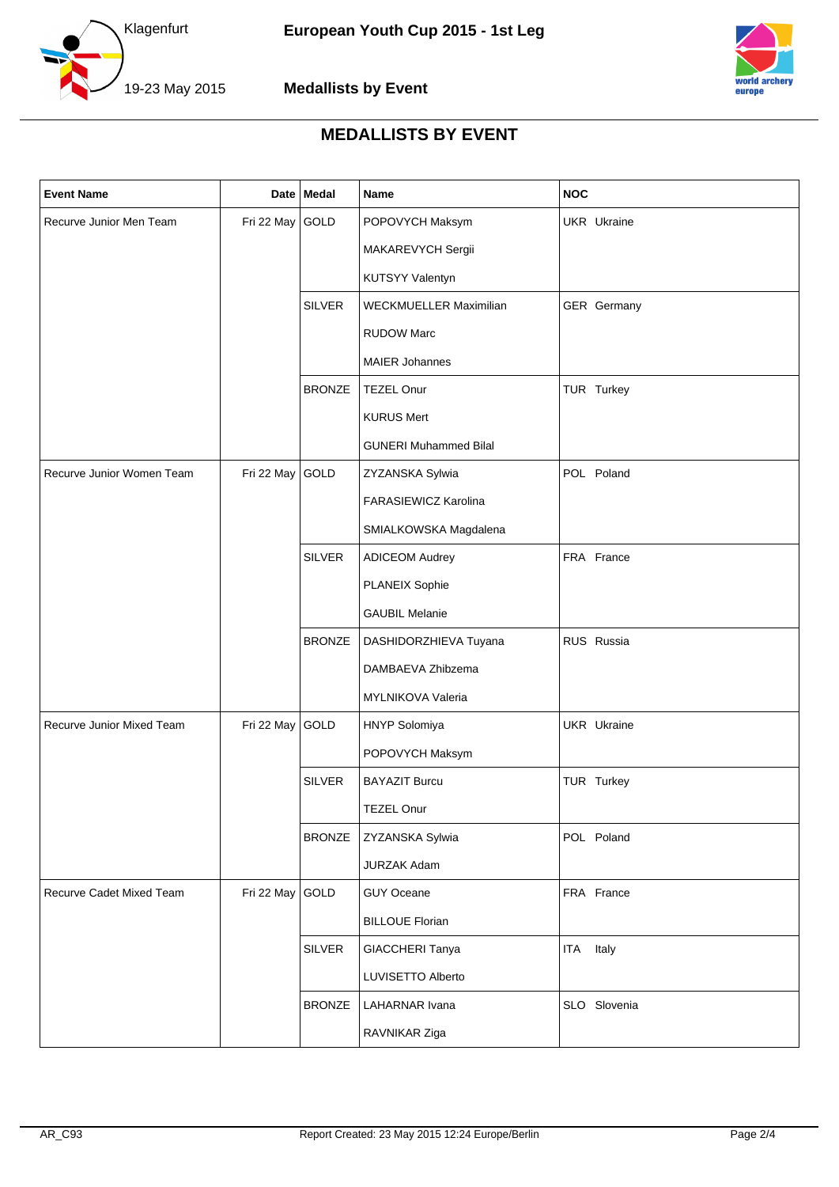# MEDALLISTS BY EVENT

| Event Name | Date | Medal | Name | NOC |
|---|---|---|---|---|
| Recurve Junior Men Team | Fri 22 May | GOLD | POPOVYCH Maksym | UKR Ukraine |
| | | | MAKAREVYCH Sergii | |
| | | | KUTSYY Valentyn | |
| | | SILVER | WECKMUELLER Maximilian | GER Germany |
| | | | RUDOW Marc | |
| | | | MAIER Johannes | |
| | | BRONZE | TEZEL Onur | TUR Turkey |
| | | | KURUS Mert | |
| | | | GUNERI Muhammed Bilal | |
| Recurve Junior Women Team | Fri 22 May | GOLD | ZYZANSKA Sylwia | POL Poland |
| | | | FARASIEWICZ Karolina | |
| | | | SMIALKOWSKA Magdalena | |
| | | SILVER | ADICEOM Audrey | FRA France |
| | | | PLANEIX Sophie | |
| | | | GAUBIL Melanie | |
| | | BRONZE | DASHIDORZHIEVA Tuyana | RUS Russia |
| | | | DAMBAEVA Zhibzema | |
| | | | MYLNIKOVA Valeria | |
| Recurve Junior Mixed Team | Fri 22 May | GOLD | HNYP Solomiya | UKR Ukraine |
| | | | POPOVYCH Maksym | |
| | | SILVER | BAYAZIT Burcu | TUR Turkey |
| | | | TEZEL Onur | |
| | | BRONZE | ZYZANSKA Sylwia | POL Poland |
| | | | JURZAK Adam | |
| Recurve Cadet Mixed Team | Fri 22 May | GOLD | GUY Oceane | FRA France |
| | | | BILLOUE Florian | |
| | | SILVER | GIACCHERI Tanya | ITA Italy |
| | | | LUVISETTO Alberto | |
| | | BRONZE | LAHARNAR Ivana | SLO Slovenia |
| | | | RAVNIKAR Ziga | |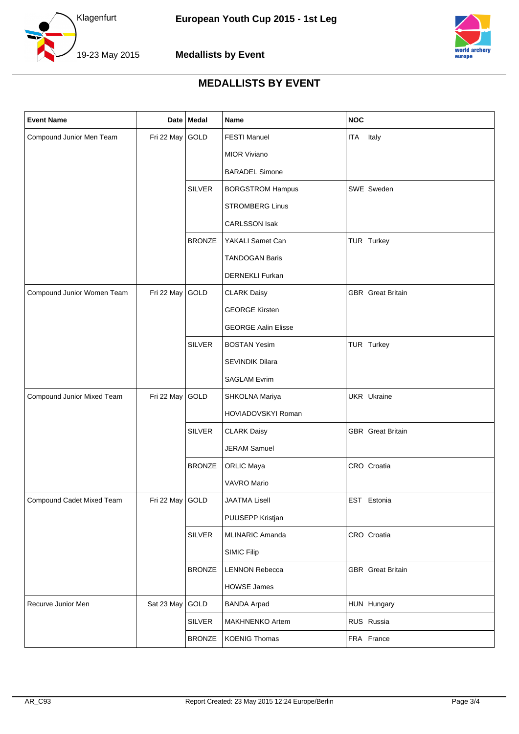# MEDALLISTS BY EVENT

| Event Name | Date | Medal | Name | NOC |
|---|---|---|---|---|
| Compound Junior Men Team | Fri 22 May | GOLD | FESTI Manuel | ITA Italy |
| | | | MIOR Viviano | |
| | | | BARADEL Simone | |
| | | SILVER | BORGSTROM Hampus | SWE Sweden |
| | | | STROMBERG Linus | |
| | | | CARLSSON Isak | |
| | | BRONZE | YAKALI Samet Can | TUR Turkey |
| | | | TANDOGAN Baris | |
| | | | DERNEKLI Furkan | |
| Compound Junior Women Team | Fri 22 May | GOLD | CLARK Daisy | GBR Great Britain |
| | | | GEORGE Kirsten | |
| | | | GEORGE Aalin Elisse | |
| | | SILVER | BOSTAN Yesim | TUR Turkey |
| | | | SEVINDIK Dilara | |
| | | | SAGLAM Evrim | |
| Compound Junior Mixed Team | Fri 22 May | GOLD | SHKOLNA Mariya | UKR Ukraine |
| | | | HOVIADOVSKYI Roman | |
| | | SILVER | CLARK Daisy | GBR Great Britain |
| | | | JERAM Samuel | |
| | | BRONZE | ORLIC Maya | CRO Croatia |
| | | | VAVRO Mario | |
| Compound Cadet Mixed Team | Fri 22 May | GOLD | JAATMA Lisell | EST Estonia |
| | | | PUUSEPP Kristjan | |
| | | SILVER | MLINARIC Amanda | CRO Croatia |
| | | | SIMIC Filip | |
| | | BRONZE | LENNON Rebecca | GBR Great Britain |
| | | | HOWSE James | |
| Recurve Junior Men | Sat 23 May | GOLD | BANDA Arpad | HUN Hungary |
| | | SILVER | MAKHNENKO Artem | RUS Russia |
| | | BRONZE | KOENIG Thomas | FRA France |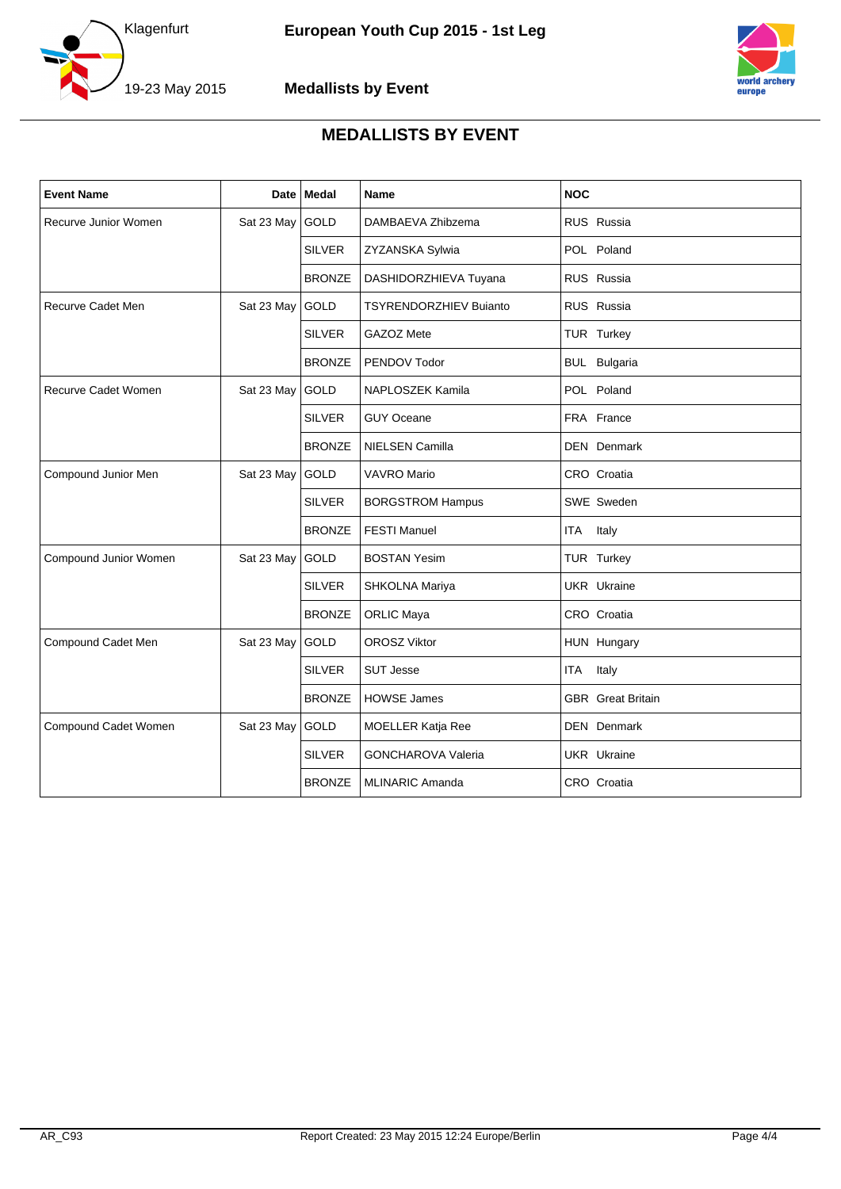# MEDALLISTS BY EVENT

| Event Name | Date | Medal | Name | NOC |
|---|---|---|---|---|
| Recurve Junior Women | Sat 23 May | GOLD | DAMBAEVA Zhibzema | RUS Russia |
| | | SILVER | ZYZANSKA Sylwia | POL Poland |
| | | BRONZE | DASHIDORZHIEVA Tuyana | RUS Russia |
| Recurve Cadet Men | Sat 23 May | GOLD | TSYRENDORZHIEV Buianto | RUS Russia |
| | | SILVER | GAZOZ Mete | TUR Turkey |
| | | BRONZE | PENDOV Todor | BUL Bulgaria |
| Recurve Cadet Women | Sat 23 May | GOLD | NAPLOSZEK Kamila | POL Poland |
| | | SILVER | GUY Oceane | FRA France |
| | | BRONZE | NIELSEN Camilla | DEN Denmark |
| Compound Junior Men | Sat 23 May | GOLD | VAVRO Mario | CRO Croatia |
| | | SILVER | BORGSTROM Hampus | SWE Sweden |
| | | BRONZE | FESTI Manuel | ITA Italy |
| Compound Junior Women | Sat 23 May | GOLD | BOSTAN Yesim | TUR Turkey |
| | | SILVER | SHKOLNA Mariya | UKR Ukraine |
| | | BRONZE | ORLIC Maya | CRO Croatia |
| Compound Cadet Men | Sat 23 May | GOLD | OROSZ Viktor | HUN Hungary |
| | | SILVER | SUT Jesse | ITA Italy |
| | | BRONZE | HOWSE James | GBR Great Britain |
| Compound Cadet Women | Sat 23 May | GOLD | MOELLER Katja Ree | DEN Denmark |
| | | SILVER | GONCHAROVA Valeria | UKR Ukraine |
| | | BRONZE | MLINARIC Amanda | CRO Croatia |